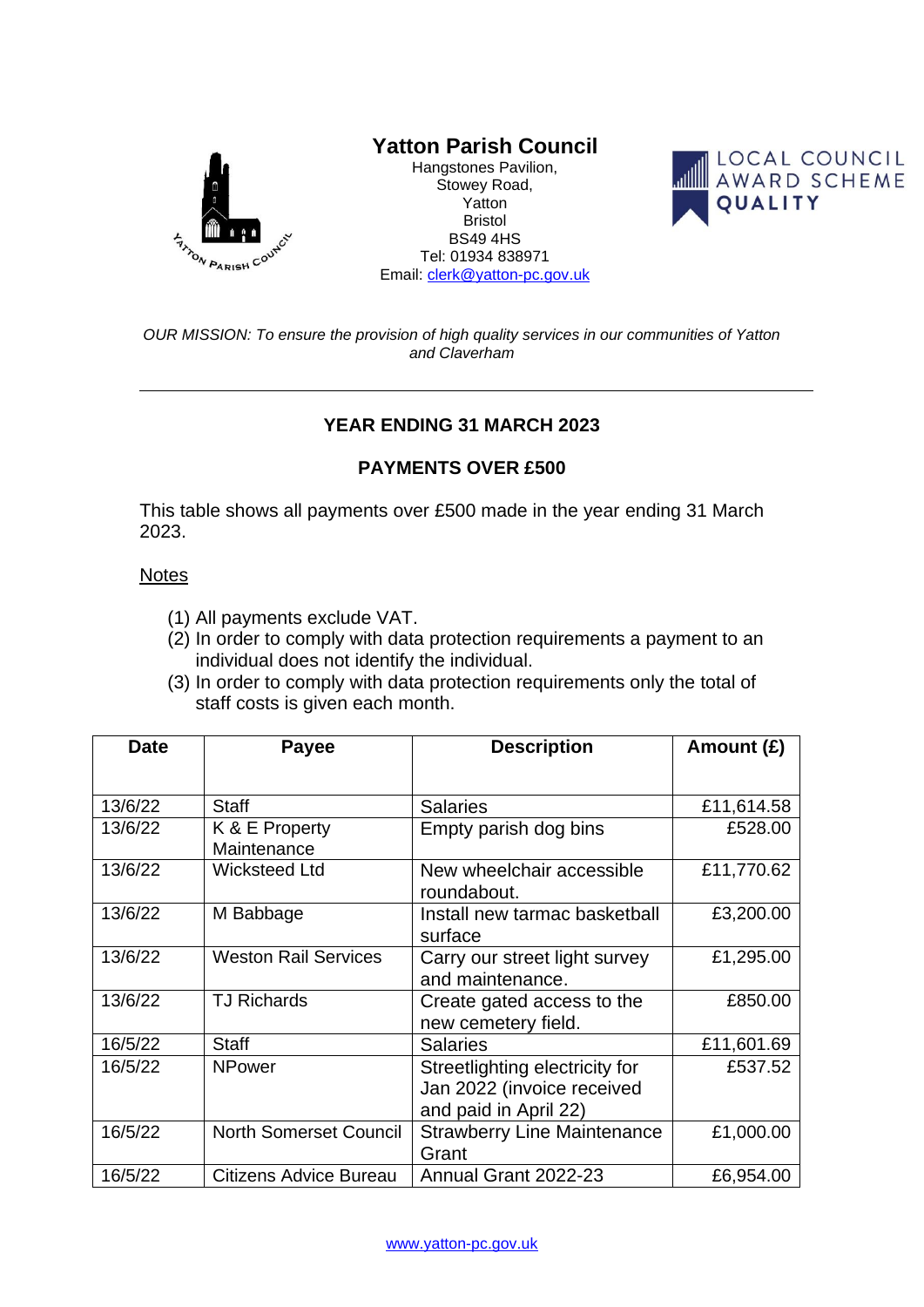# Yatton Parish Council

Hangstones Pavilion,
Stowey Road,
Yatton
Bristol
BS49 4HS
Tel: 01934 838971
Email: clerk@yatton-pc.gov.uk

*OUR MISSION: To ensure the provision of high quality services in our communities of Yatton and Claverham*

---

## YEAR ENDING 31 MARCH 2023

## PAYMENTS OVER £500

This table shows all payments over £500 made in the year ending 31 March 2023.

Notes

1. All payments exclude VAT.
2. In order to comply with data protection requirements a payment to an individual does not identify the individual.
3. In order to comply with data protection requirements only the total of staff costs is given each month.

| Date | Payee | Description | Amount (£) |
|---|---|---|---|
| 13/6/22 | Staff | Salaries | £11,614.58 |
| 13/6/22 | K & E Property Maintenance | Empty parish dog bins | £528.00 |
| 13/6/22 | Wicksteed Ltd | New wheelchair accessible roundabout. | £11,770.62 |
| 13/6/22 | M Babbage | Install new tarmac basketball surface | £3,200.00 |
| 13/6/22 | Weston Rail Services | Carry our street light survey and maintenance. | £1,295.00 |
| 13/6/22 | TJ Richards | Create gated access to the new cemetery field. | £850.00 |
| 16/5/22 | Staff | Salaries | £11,601.69 |
| 16/5/22 | NPower | Streetlighting electricity for Jan 2022 (invoice received and paid in April 22) | £537.52 |
| 16/5/22 | North Somerset Council | Strawberry Line Maintenance Grant | £1,000.00 |
| 16/5/22 | Citizens Advice Bureau | Annual Grant 2022-23 | £6,954.00 |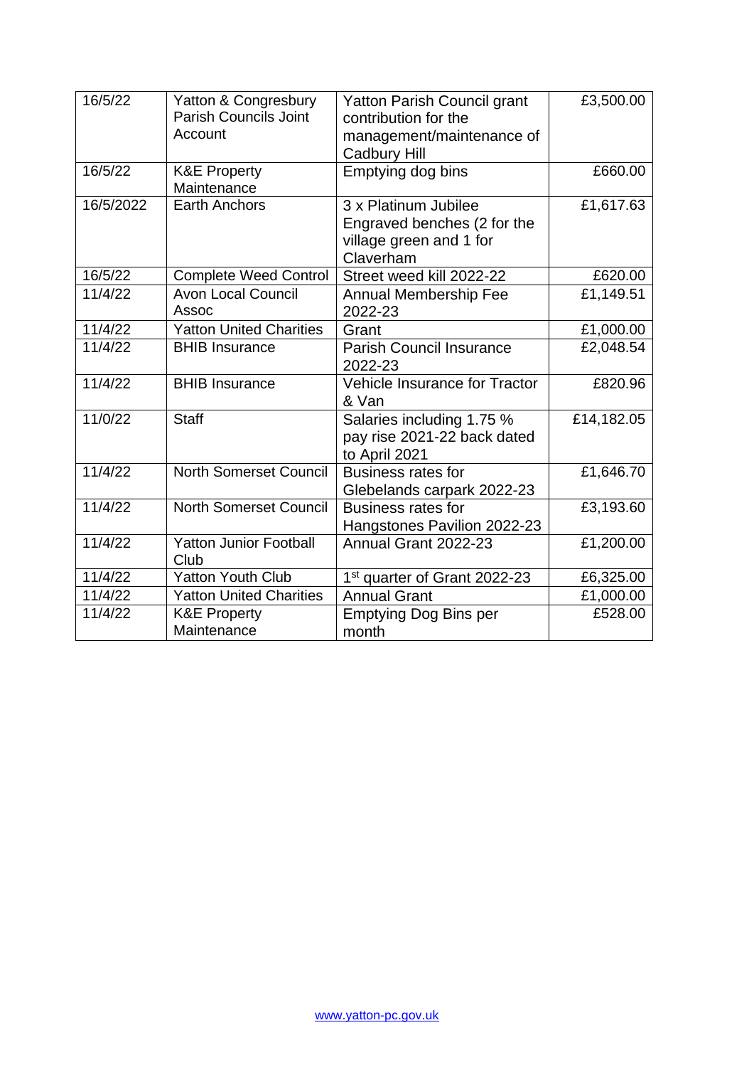| | | | |
|---|---|---|---|
| 16/5/22 | Yatton & Congresbury Parish Councils Joint Account | Yatton Parish Council grant contribution for the management/maintenance of Cadbury Hill | £3,500.00 |
| 16/5/22 | K&E Property Maintenance | Emptying dog bins | £660.00 |
| 16/5/2022 | Earth Anchors | 3 x Platinum Jubilee Engraved benches (2 for the village green and 1 for Claverham | £1,617.63 |
| 16/5/22 | Complete Weed Control | Street weed kill 2022-22 | £620.00 |
| 11/4/22 | Avon Local Council Assoc | Annual Membership Fee 2022-23 | £1,149.51 |
| 11/4/22 | Yatton United Charities | Grant | £1,000.00 |
| 11/4/22 | BHIB Insurance | Parish Council Insurance 2022-23 | £2,048.54 |
| 11/4/22 | BHIB Insurance | Vehicle Insurance for Tractor & Van | £820.96 |
| 11/0/22 | Staff | Salaries including 1.75 % pay rise 2021-22 back dated to April 2021 | £14,182.05 |
| 11/4/22 | North Somerset Council | Business rates for Glebelands carpark 2022-23 | £1,646.70 |
| 11/4/22 | North Somerset Council | Business rates for Hangstones Pavilion 2022-23 | £3,193.60 |
| 11/4/22 | Yatton Junior Football Club | Annual Grant 2022-23 | £1,200.00 |
| 11/4/22 | Yatton Youth Club | 1st quarter of Grant 2022-23 | £6,325.00 |
| 11/4/22 | Yatton United Charities | Annual Grant | £1,000.00 |
| 11/4/22 | K&E Property Maintenance | Emptying Dog Bins per month | £528.00 |